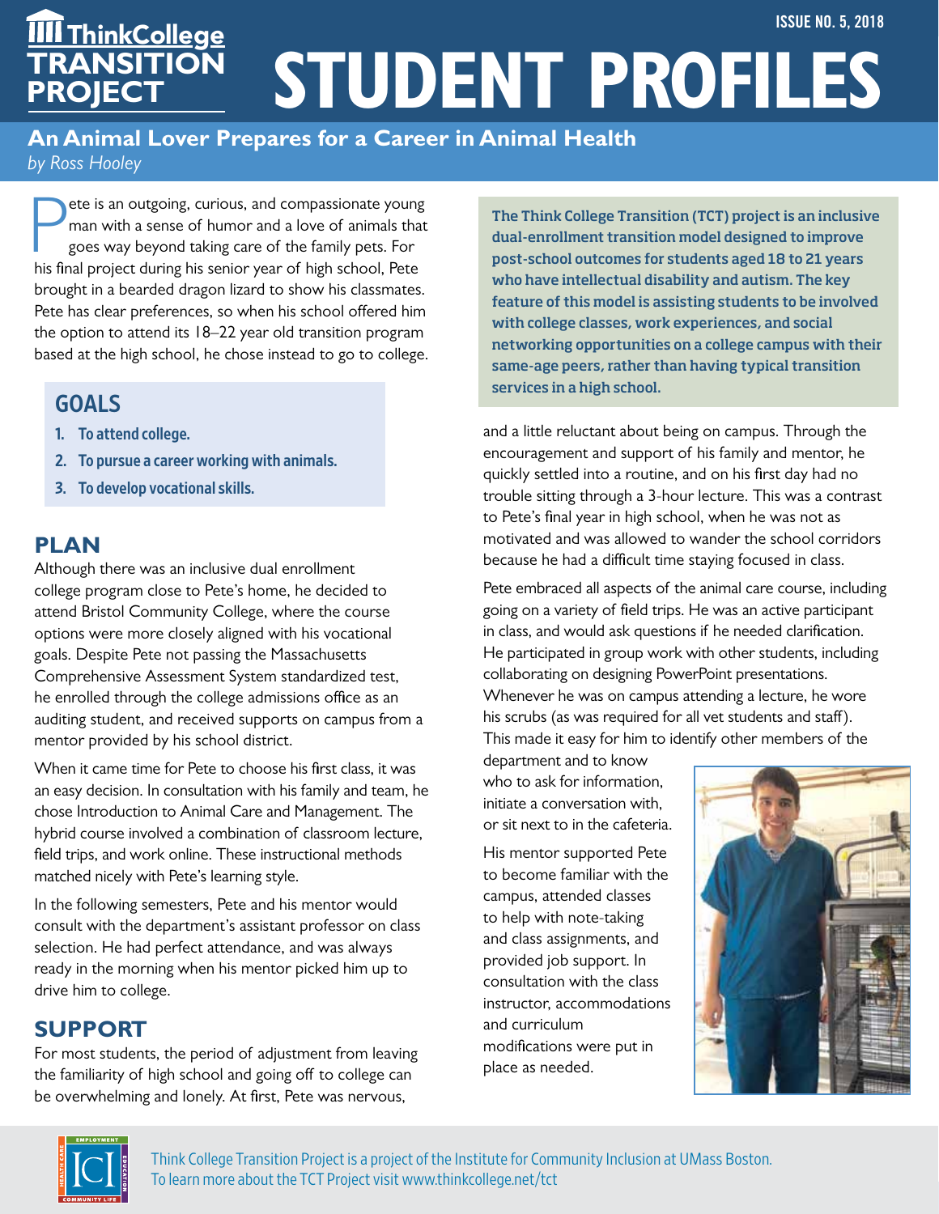# ThinkCollege TRANSITION PROJECT

ISSUE NO. 5, 2018

# STUDENT PROFILES

## An Animal Lover Prepares for a Career in Animal Health

*by Ross Hooley*

Pete is an outgoing, curious, and compassionate young man with a sense of humor and a love of animals that goes way beyond taking care of the family pets. For his final project during his senior year of high school, Pete brought in a bearded dragon lizard to show his classmates. Pete has clear preferences, so when his school offered him the option to attend its 18–22 year old transition program based at the high school, he chose instead to go to college.

### GOALS

1. **To attend college.**
2. **To pursue a career working with animals.**
3. **To develop vocational skills.**

## PLAN

Although there was an inclusive dual enrollment college program close to Pete's home, he decided to attend Bristol Community College, where the course options were more closely aligned with his vocational goals. Despite Pete not passing the Massachusetts Comprehensive Assessment System standardized test, he enrolled through the college admissions office as an auditing student, and received supports on campus from a mentor provided by his school district.

When it came time for Pete to choose his first class, it was an easy decision. In consultation with his family and team, he chose Introduction to Animal Care and Management. The hybrid course involved a combination of classroom lecture, field trips, and work online. These instructional methods matched nicely with Pete's learning style.

In the following semesters, Pete and his mentor would consult with the department's assistant professor on class selection. He had perfect attendance, and was always ready in the morning when his mentor picked him up to drive him to college.

## SUPPORT

For most students, the period of adjustment from leaving the familiarity of high school and going off to college can be overwhelming and lonely. At first, Pete was nervous, and a little reluctant about being on campus. Through the encouragement and support of his family and mentor, he quickly settled into a routine, and on his first day had no trouble sitting through a 3-hour lecture. This was a contrast to Pete's final year in high school, when he was not as motivated and was allowed to wander the school corridors because he had a difficult time staying focused in class.

**The Think College Transition (TCT) project is an inclusive dual-enrollment transition model designed to improve post-school outcomes for students aged 18 to 21 years who have intellectual disability and autism. The key feature of this model is assisting students to be involved with college classes, work experiences, and social networking opportunities on a college campus with their same-age peers, rather than having typical transition services in a high school.**

Pete embraced all aspects of the animal care course, including going on a variety of field trips. He was an active participant in class, and would ask questions if he needed clarification. He participated in group work with other students, including collaborating on designing PowerPoint presentations. Whenever he was on campus attending a lecture, he wore his scrubs (as was required for all vet students and staff). This made it easy for him to identify other members of the department and to know who to ask for information, initiate a conversation with, or sit next to in the cafeteria.

His mentor supported Pete to become familiar with the campus, attended classes to help with note-taking and class assignments, and provided job support. In consultation with the class instructor, accommodations and curriculum modifications were put in place as needed.

Think College Transition Project is a project of the Institute for Community Inclusion at UMass Boston. To learn more about the TCT Project visit www.thinkcollege.net/tct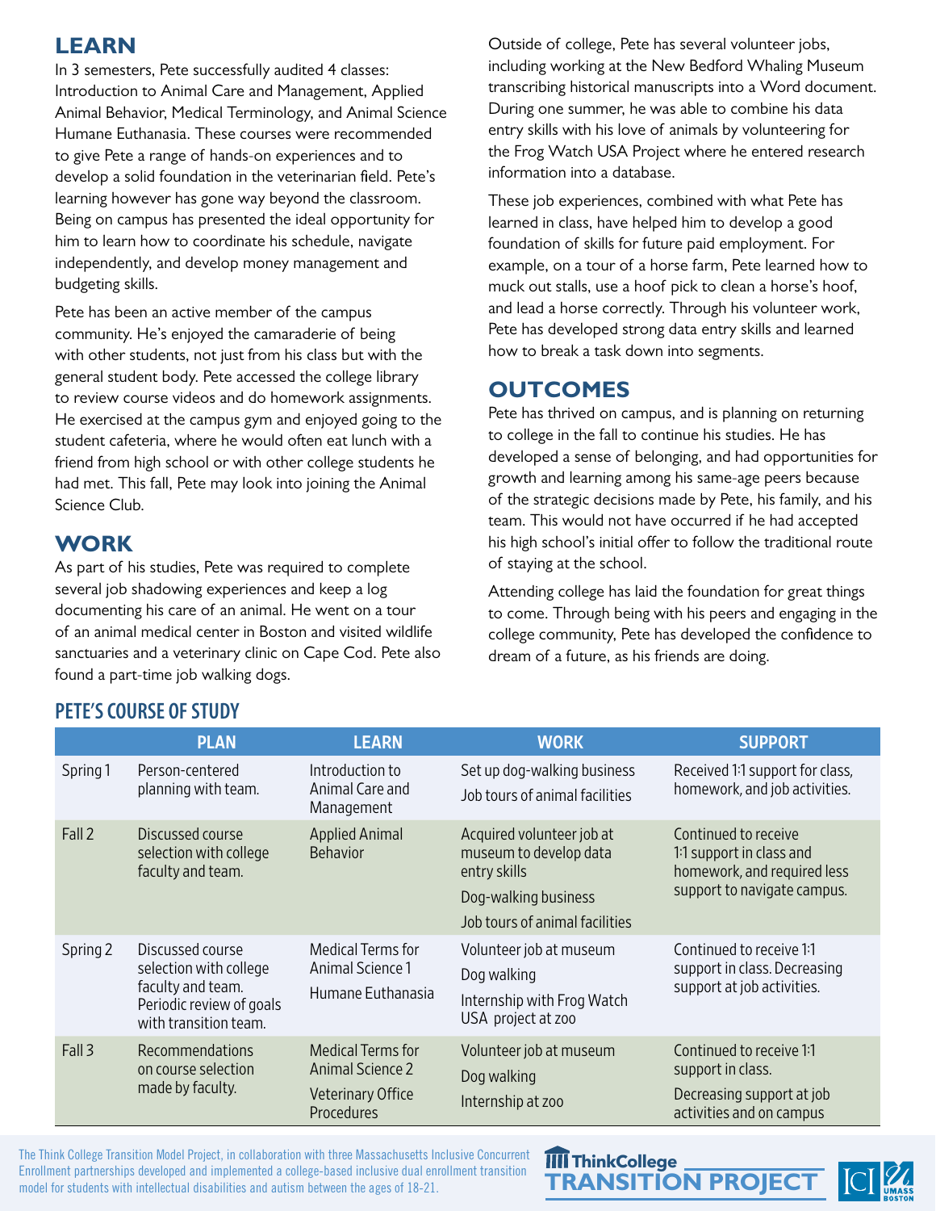## LEARN

In 3 semesters, Pete successfully audited 4 classes: Introduction to Animal Care and Management, Applied Animal Behavior, Medical Terminology, and Animal Science Humane Euthanasia. These courses were recommended to give Pete a range of hands-on experiences and to develop a solid foundation in the veterinarian field. Pete's learning however has gone way beyond the classroom. Being on campus has presented the ideal opportunity for him to learn how to coordinate his schedule, navigate independently, and develop money management and budgeting skills.

Pete has been an active member of the campus community. He's enjoyed the camaraderie of being with other students, not just from his class but with the general student body. Pete accessed the college library to review course videos and do homework assignments. He exercised at the campus gym and enjoyed going to the student cafeteria, where he would often eat lunch with a friend from high school or with other college students he had met. This fall, Pete may look into joining the Animal Science Club.

## WORK

As part of his studies, Pete was required to complete several job shadowing experiences and keep a log documenting his care of an animal. He went on a tour of an animal medical center in Boston and visited wildlife sanctuaries and a veterinary clinic on Cape Cod. Pete also found a part-time job walking dogs.

Outside of college, Pete has several volunteer jobs, including working at the New Bedford Whaling Museum transcribing historical manuscripts into a Word document. During one summer, he was able to combine his data entry skills with his love of animals by volunteering for the Frog Watch USA Project where he entered research information into a database.

These job experiences, combined with what Pete has learned in class, have helped him to develop a good foundation of skills for future paid employment. For example, on a tour of a horse farm, Pete learned how to muck out stalls, use a hoof pick to clean a horse's hoof, and lead a horse correctly. Through his volunteer work, Pete has developed strong data entry skills and learned how to break a task down into segments.

## OUTCOMES

Pete has thrived on campus, and is planning on returning to college in the fall to continue his studies. He has developed a sense of belonging, and had opportunities for growth and learning among his same-age peers because of the strategic decisions made by Pete, his family, and his team. This would not have occurred if he had accepted his high school's initial offer to follow the traditional route of staying at the school.

Attending college has laid the foundation for great things to come. Through being with his peers and engaging in the college community, Pete has developed the confidence to dream of a future, as his friends are doing.

## PETE'S COURSE OF STUDY

| | PLAN | LEARN | WORK | SUPPORT |
|---|---|---|---|---|
| Spring 1 | Person-centered planning with team. | Introduction to Animal Care and Management | Set up dog-walking business<br>Job tours of animal facilities | Received 1:1 support for class, homework, and job activities. |
| Fall 2 | Discussed course selection with college faculty and team. | Applied Animal Behavior | Acquired volunteer job at museum to develop data entry skills<br>Dog-walking business<br>Job tours of animal facilities | Continued to receive 1:1 support in class and homework, and required less support to navigate campus. |
| Spring 2 | Discussed course selection with college faculty and team. Periodic review of goals with transition team. | Medical Terms for Animal Science 1<br>Humane Euthanasia | Volunteer job at museum<br>Dog walking<br>Internship with Frog Watch USA project at zoo | Continued to receive 1:1 support in class. Decreasing support at job activities. |
| Fall 3 | Recommendations on course selection made by faculty. | Medical Terms for Animal Science 2<br>Veterinary Office Procedures | Volunteer job at museum<br>Dog walking<br>Internship at zoo | Continued to receive 1:1 support in class.<br>Decreasing support at job activities and on campus |

The Think College Transition Model Project, in collaboration with three Massachusetts Inclusive Concurrent Enrollment partnerships developed and implemented a college-based inclusive dual enrollment transition model for students with intellectual disabilities and autism between the ages of 18-21.

ThinkCollege TRANSITION PROJECT

ICI UMASS BOSTON